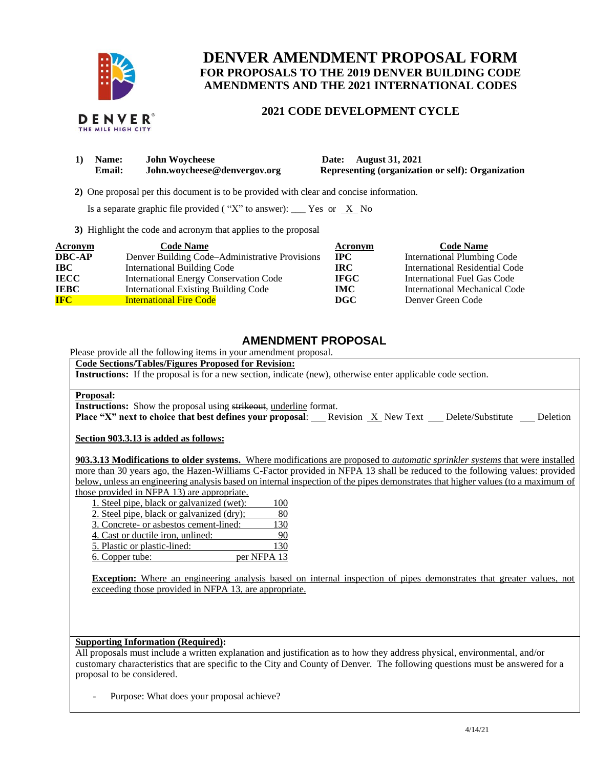# DENVER AMENDMENT PROPOSAL FORM
## FOR PROPOSALS TO THE 2019 DENVER BUILDING CODE AMENDMENTS AND THE 2021 INTERNATIONAL CODES

### 2021 CODE DEVELOPMENT CYCLE

**1) Name:** **John Woycheese** **Date: August 31, 2021**
**Email:** **John.woycheese@denvergov.org** **Representing (organization or self): Organization**

**2)** One proposal per this document is to be provided with clear and concise information.

Is a separate graphic file provided ( "X" to answer): ___ Yes or _X_ No

**3)** Highlight the code and acronym that applies to the proposal

| Acronym | Code Name | Acronym | Code Name |
|---|---|---|---|
| **DBC-AP** | Denver Building Code–Administrative Provisions | **IPC** | International Plumbing Code |
| **IBC** | International Building Code | **IRC** | International Residential Code |
| **IECC** | International Energy Conservation Code | **IFGC** | International Fuel Gas Code |
| **IEBC** | International Existing Building Code | **IMC** | International Mechanical Code |
| **IFC** | International Fire Code | **DGC** | Denver Green Code |

## AMENDMENT PROPOSAL

Please provide all the following items in your amendment proposal.

**Code Sections/Tables/Figures Proposed for Revision:**
**Instructions:** If the proposal is for a new section, indicate (new), otherwise enter applicable code section.

**Proposal:**
**Instructions:** Show the proposal using ~~strikeout~~, underline format.
**Place "X" next to choice that best defines your proposal**: ___ Revision _X_ New Text ___ Delete/Substitute ___ Deletion

**Section 903.3.13 is added as follows:**

**903.3.13 Modifications to older systems.** Where modifications are proposed to *automatic sprinkler systems* that were installed more than 30 years ago, the Hazen-Williams C-Factor provided in NFPA 13 shall be reduced to the following values: provided below, unless an engineering analysis based on internal inspection of the pipes demonstrates that higher values (to a maximum of those provided in NFPA 13) are appropriate.

| | |
|---|---|
| 1. Steel pipe, black or galvanized (wet): | 100 |
| 2. Steel pipe, black or galvanized (dry); | 80 |
| 3. Concrete- or asbestos cement-lined: | 130 |
| 4. Cast or ductile iron, unlined: | 90 |
| 5. Plastic or plastic-lined: | 130 |
| 6. Copper tube: | per NFPA 13 |

**Exception:** Where an engineering analysis based on internal inspection of pipes demonstrates that greater values, not exceeding those provided in NFPA 13, are appropriate.

**Supporting Information (Required):**
All proposals must include a written explanation and justification as to how they address physical, environmental, and/or customary characteristics that are specific to the City and County of Denver. The following questions must be answered for a proposal to be considered.

- Purpose: What does your proposal achieve?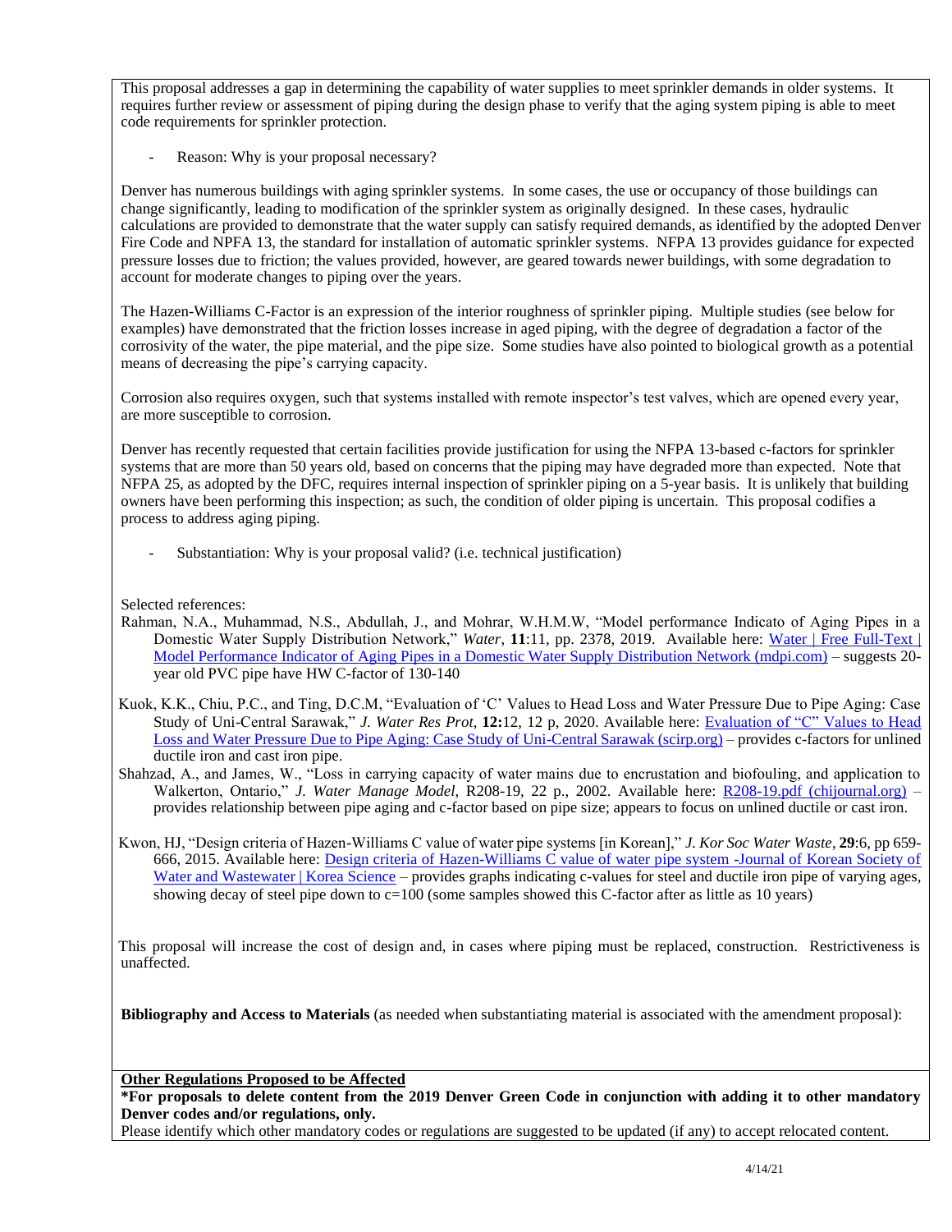This proposal addresses a gap in determining the capability of water supplies to meet sprinkler demands in older systems. It requires further review or assessment of piping during the design phase to verify that the aging system piping is able to meet code requirements for sprinkler protection.

- Reason: Why is your proposal necessary?

Denver has numerous buildings with aging sprinkler systems. In some cases, the use or occupancy of those buildings can change significantly, leading to modification of the sprinkler system as originally designed. In these cases, hydraulic calculations are provided to demonstrate that the water supply can satisfy required demands, as identified by the adopted Denver Fire Code and NPFA 13, the standard for installation of automatic sprinkler systems. NFPA 13 provides guidance for expected pressure losses due to friction; the values provided, however, are geared towards newer buildings, with some degradation to account for moderate changes to piping over the years.

The Hazen-Williams C-Factor is an expression of the interior roughness of sprinkler piping. Multiple studies (see below for examples) have demonstrated that the friction losses increase in aged piping, with the degree of degradation a factor of the corrosivity of the water, the pipe material, and the pipe size. Some studies have also pointed to biological growth as a potential means of decreasing the pipe's carrying capacity.

Corrosion also requires oxygen, such that systems installed with remote inspector's test valves, which are opened every year, are more susceptible to corrosion.

Denver has recently requested that certain facilities provide justification for using the NFPA 13-based c-factors for sprinkler systems that are more than 50 years old, based on concerns that the piping may have degraded more than expected. Note that NFPA 25, as adopted by the DFC, requires internal inspection of sprinkler piping on a 5-year basis. It is unlikely that building owners have been performing this inspection; as such, the condition of older piping is uncertain. This proposal codifies a process to address aging piping.

- Substantiation: Why is your proposal valid? (i.e. technical justification)

Selected references:

Rahman, N.A., Muhammad, N.S., Abdullah, J., and Mohrar, W.H.M.W, "Model performance Indicato of Aging Pipes in a Domestic Water Supply Distribution Network," *Water*, **11**:11, pp. 2378, 2019. Available here: [Water | Free Full-Text | Model Performance Indicator of Aging Pipes in a Domestic Water Supply Distribution Network (mdpi.com)]() – suggests 20-year old PVC pipe have HW C-factor of 130-140

Kuok, K.K., Chiu, P.C., and Ting, D.C.M, "Evaluation of 'C' Values to Head Loss and Water Pressure Due to Pipe Aging: Case Study of Uni-Central Sarawak," *J. Water Res Prot*, **12:**12, 12 p, 2020. Available here: [Evaluation of "C" Values to Head Loss and Water Pressure Due to Pipe Aging: Case Study of Uni-Central Sarawak (scirp.org)]() – provides c-factors for unlined ductile iron and cast iron pipe.

Shahzad, A., and James, W., "Loss in carrying capacity of water mains due to encrustation and biofouling, and application to Walkerton, Ontario," *J. Water Manage Model*, R208-19, 22 p., 2002. Available here: [R208-19.pdf (chijournal.org)]() – provides relationship between pipe aging and c-factor based on pipe size; appears to focus on unlined ductile or cast iron.

Kwon, HJ, "Design criteria of Hazen-Williams C value of water pipe systems [in Korean]," *J. Kor Soc Water Waste*, **29**:6, pp 659-666, 2015. Available here: [Design criteria of Hazen-Williams C value of water pipe system -Journal of Korean Society of Water and Wastewater | Korea Science]() – provides graphs indicating c-values for steel and ductile iron pipe of varying ages, showing decay of steel pipe down to c=100 (some samples showed this C-factor after as little as 10 years)

This proposal will increase the cost of design and, in cases where piping must be replaced, construction. Restrictiveness is unaffected.

**Bibliography and Access to Materials** (as needed when substantiating material is associated with the amendment proposal):

**Other Regulations Proposed to be Affected**

**\*For proposals to delete content from the 2019 Denver Green Code in conjunction with adding it to other mandatory Denver codes and/or regulations, only.**

Please identify which other mandatory codes or regulations are suggested to be updated (if any) to accept relocated content.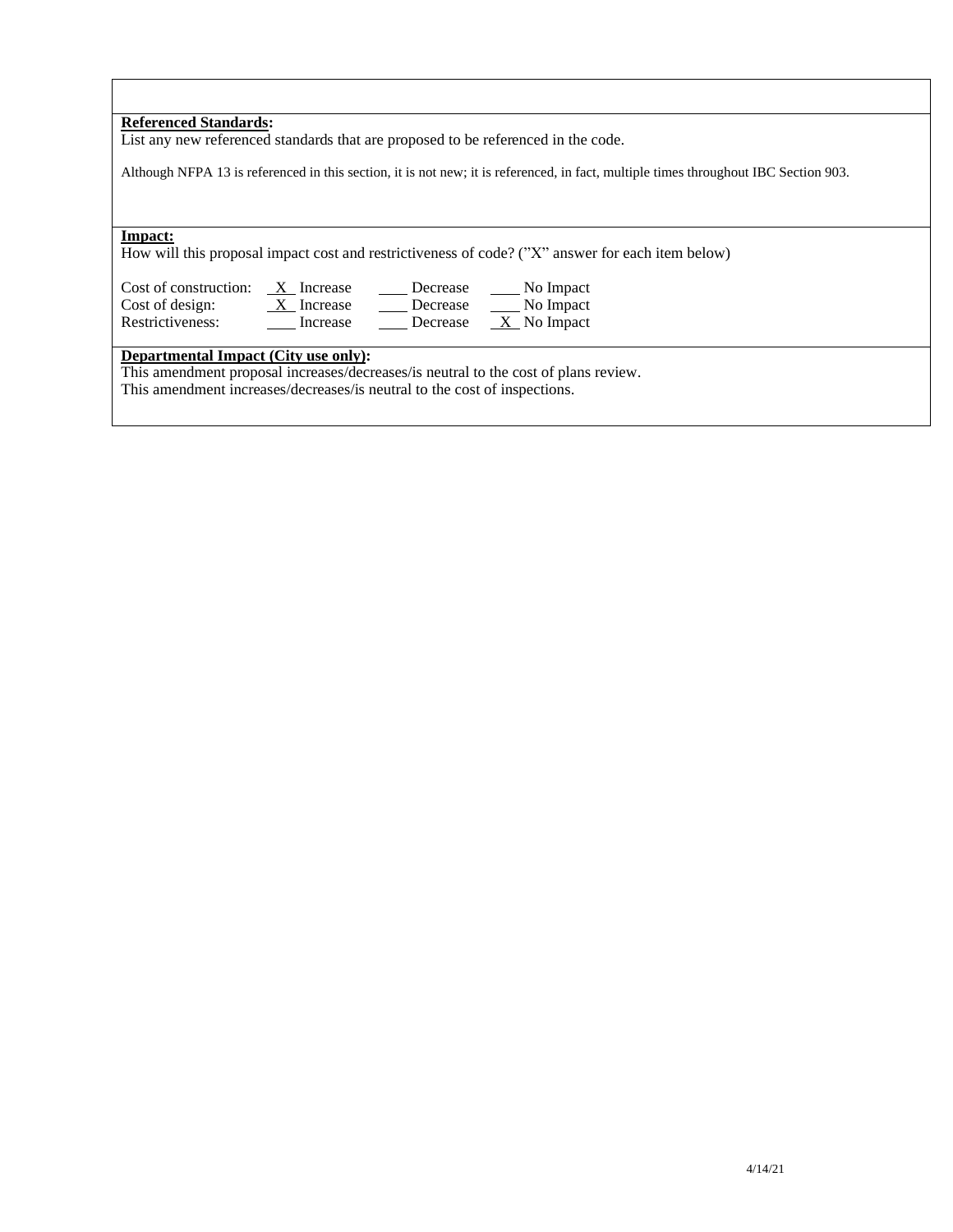**Referenced Standards:**

List any new referenced standards that are proposed to be referenced in the code.

Although NFPA 13 is referenced in this section, it is not new; it is referenced, in fact, multiple times throughout IBC Section 903.

**Impact:**

How will this proposal impact cost and restrictiveness of code? ("X" answer for each item below)

| | | | |
|---|---|---|---|
| Cost of construction: | X Increase | ___ Decrease | ___ No Impact |
| Cost of design: | X Increase | ___ Decrease | ___ No Impact |
| Restrictiveness: | ___ Increase | ___ Decrease | X No Impact |

**Departmental Impact (City use only):**

This amendment proposal increases/decreases/is neutral to the cost of plans review.

This amendment increases/decreases/is neutral to the cost of inspections.